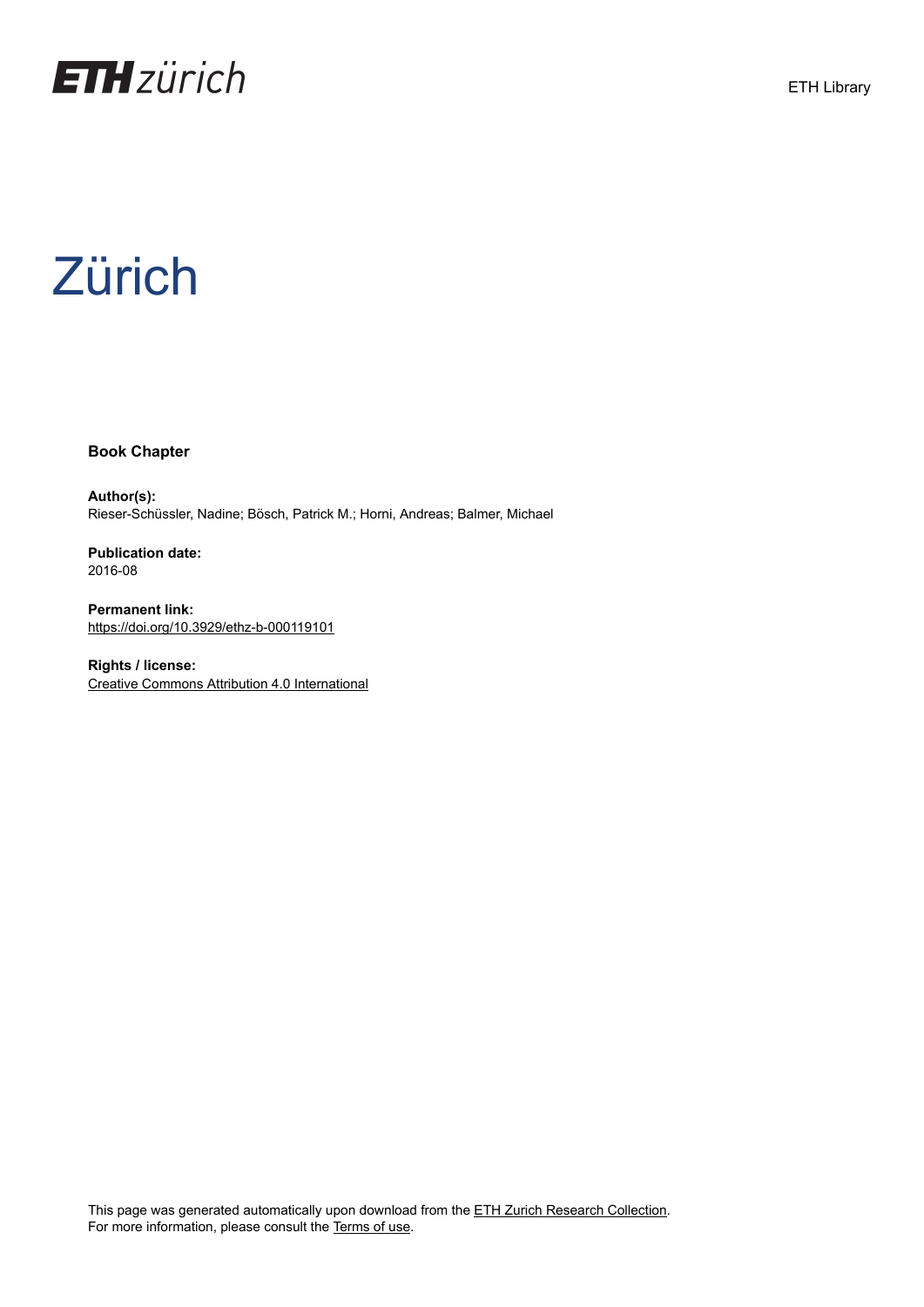# Zürich

**Book Chapter**

**Author(s):**
Rieser-Schüssler, Nadine; Bösch, Patrick M.; Horni, Andreas; Balmer, Michael

**Publication date:**
2016-08

**Permanent link:**
https://doi.org/10.3929/ethz-b-000119101

**Rights / license:**
Creative Commons Attribution 4.0 International

This page was generated automatically upon download from the ETH Zurich Research Collection.
For more information, please consult the Terms of use.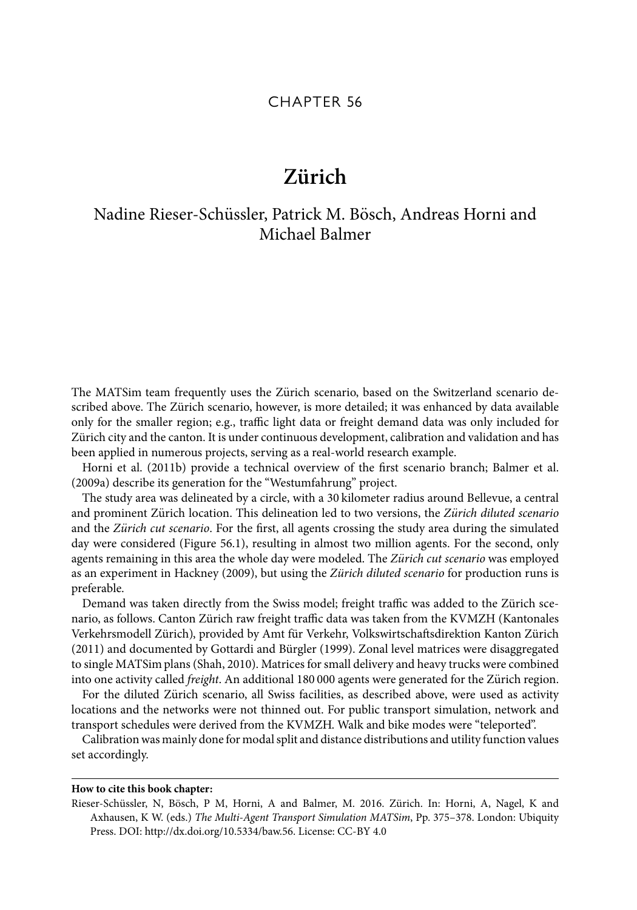CHAPTER 56

# Zürich

## Nadine Rieser-Schüssler, Patrick M. Bösch, Andreas Horni and Michael Balmer

The MATSim team frequently uses the Zürich scenario, based on the Switzerland scenario described above. The Zürich scenario, however, is more detailed; it was enhanced by data available only for the smaller region; e.g., traffic light data or freight demand data was only included for Zürich city and the canton. It is under continuous development, calibration and validation and has been applied in numerous projects, serving as a real-world research example.

Horni et al. (2011b) provide a technical overview of the first scenario branch; Balmer et al. (2009a) describe its generation for the "Westumfahrung" project.

The study area was delineated by a circle, with a 30 kilometer radius around Bellevue, a central and prominent Zürich location. This delineation led to two versions, the *Zürich diluted scenario* and the *Zürich cut scenario*. For the first, all agents crossing the study area during the simulated day were considered (Figure 56.1), resulting in almost two million agents. For the second, only agents remaining in this area the whole day were modeled. The *Zürich cut scenario* was employed as an experiment in Hackney (2009), but using the *Zürich diluted scenario* for production runs is preferable.

Demand was taken directly from the Swiss model; freight traffic was added to the Zürich scenario, as follows. Canton Zürich raw freight traffic data was taken from the KVMZH (Kantonales Verkehrsmodell Zürich), provided by Amt für Verkehr, Volkswirtschaftsdirektion Kanton Zürich (2011) and documented by Gottardi and Bürgler (1999). Zonal level matrices were disaggregated to single MATSim plans (Shah, 2010). Matrices for small delivery and heavy trucks were combined into one activity called *freight*. An additional 180 000 agents were generated for the Zürich region.

For the diluted Zürich scenario, all Swiss facilities, as described above, were used as activity locations and the networks were not thinned out. For public transport simulation, network and transport schedules were derived from the KVMZH. Walk and bike modes were "teleported".

Calibration was mainly done for modal split and distance distributions and utility function values set accordingly.

**How to cite this book chapter:**

Rieser-Schüssler, N, Bösch, P M, Horni, A and Balmer, M. 2016. Zürich. In: Horni, A, Nagel, K and Axhausen, K W. (eds.) *The Multi-Agent Transport Simulation MATSim*, Pp. 375–378. London: Ubiquity Press. DOI: http://dx.doi.org/10.5334/baw.56. License: CC-BY 4.0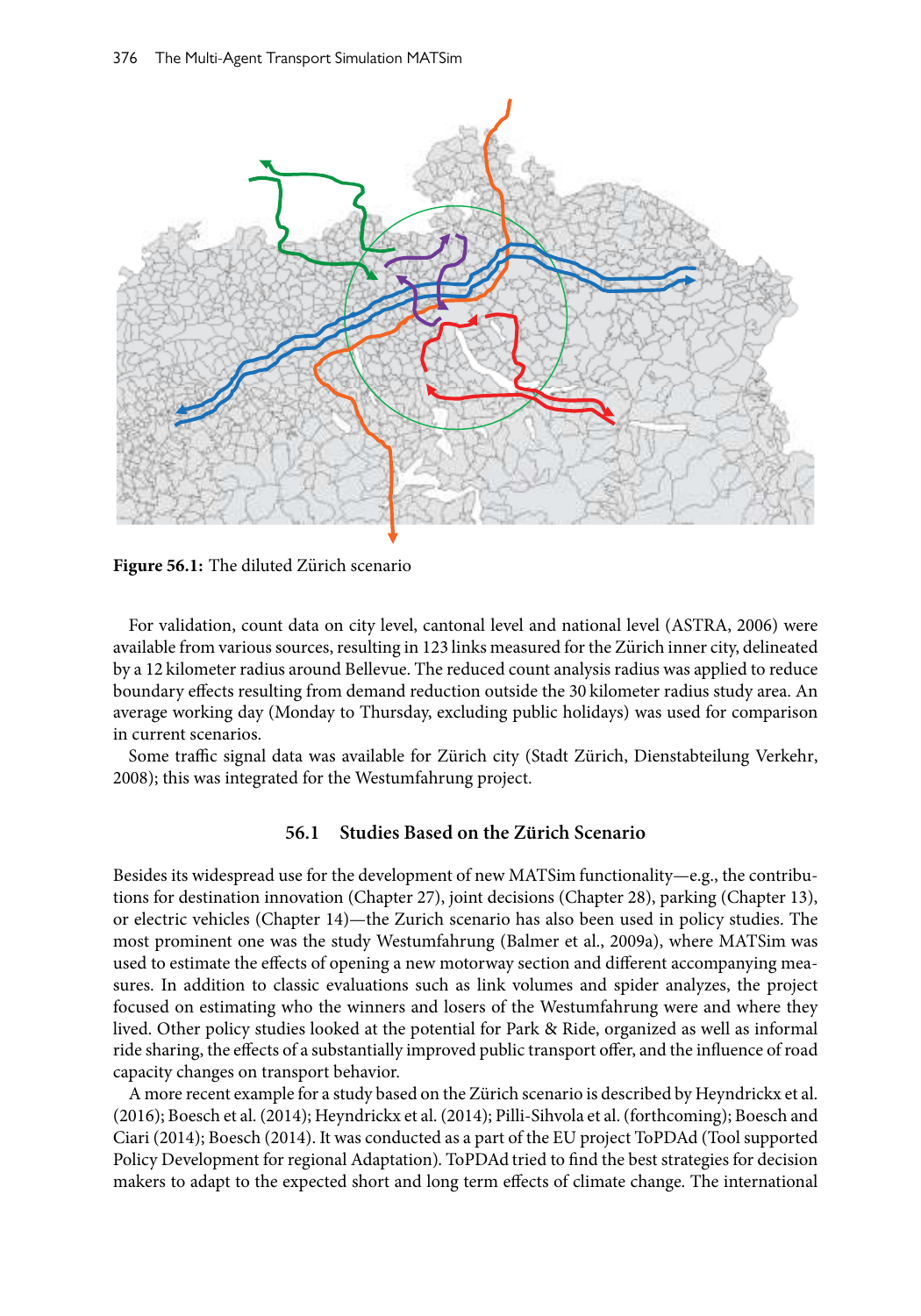**Figure 56.1:** The diluted Zürich scenario

For validation, count data on city level, cantonal level and national level (ASTRA, 2006) were available from various sources, resulting in 123 links measured for the Zürich inner city, delineated by a 12 kilometer radius around Bellevue. The reduced count analysis radius was applied to reduce boundary effects resulting from demand reduction outside the 30 kilometer radius study area. An average working day (Monday to Thursday, excluding public holidays) was used for comparison in current scenarios.

Some traffic signal data was available for Zürich city (Stadt Zürich, Dienstabteilung Verkehr, 2008); this was integrated for the Westumfahrung project.

## 56.1 Studies Based on the Zürich Scenario

Besides its widespread use for the development of new MATSim functionality—e.g., the contributions for destination innovation (Chapter 27), joint decisions (Chapter 28), parking (Chapter 13), or electric vehicles (Chapter 14)—the Zurich scenario has also been used in policy studies. The most prominent one was the study Westumfahrung (Balmer et al., 2009a), where MATSim was used to estimate the effects of opening a new motorway section and different accompanying measures. In addition to classic evaluations such as link volumes and spider analyzes, the project focused on estimating who the winners and losers of the Westumfahrung were and where they lived. Other policy studies looked at the potential for Park & Ride, organized as well as informal ride sharing, the effects of a substantially improved public transport offer, and the influence of road capacity changes on transport behavior.

A more recent example for a study based on the Zürich scenario is described by Heyndrickx et al. (2016); Boesch et al. (2014); Heyndrickx et al. (2014); Pilli-Sihvola et al. (forthcoming); Boesch and Ciari (2014); Boesch (2014). It was conducted as a part of the EU project ToPDAd (Tool supported Policy Development for regional Adaptation). ToPDAd tried to find the best strategies for decision makers to adapt to the expected short and long term effects of climate change. The international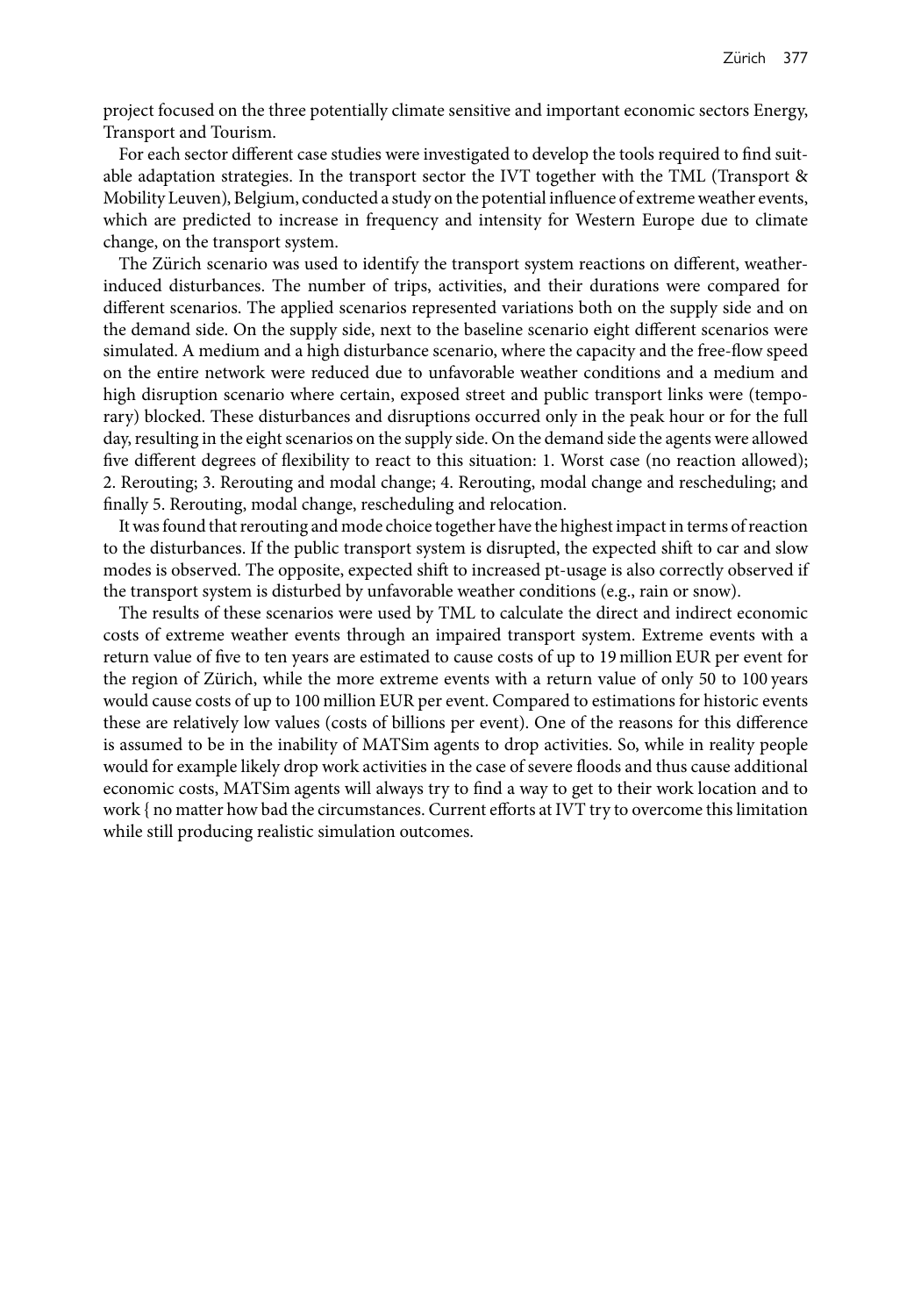project focused on the three potentially climate sensitive and important economic sectors Energy, Transport and Tourism.

For each sector different case studies were investigated to develop the tools required to find suitable adaptation strategies. In the transport sector the IVT together with the TML (Transport & Mobility Leuven), Belgium, conducted a study on the potential influence of extreme weather events, which are predicted to increase in frequency and intensity for Western Europe due to climate change, on the transport system.

The Zürich scenario was used to identify the transport system reactions on different, weather-induced disturbances. The number of trips, activities, and their durations were compared for different scenarios. The applied scenarios represented variations both on the supply side and on the demand side. On the supply side, next to the baseline scenario eight different scenarios were simulated. A medium and a high disturbance scenario, where the capacity and the free-flow speed on the entire network were reduced due to unfavorable weather conditions and a medium and high disruption scenario where certain, exposed street and public transport links were (temporary) blocked. These disturbances and disruptions occurred only in the peak hour or for the full day, resulting in the eight scenarios on the supply side. On the demand side the agents were allowed five different degrees of flexibility to react to this situation: 1. Worst case (no reaction allowed); 2. Rerouting; 3. Rerouting and modal change; 4. Rerouting, modal change and rescheduling; and finally 5. Rerouting, modal change, rescheduling and relocation.

It was found that rerouting and mode choice together have the highest impact in terms of reaction to the disturbances. If the public transport system is disrupted, the expected shift to car and slow modes is observed. The opposite, expected shift to increased pt-usage is also correctly observed if the transport system is disturbed by unfavorable weather conditions (e.g., rain or snow).

The results of these scenarios were used by TML to calculate the direct and indirect economic costs of extreme weather events through an impaired transport system. Extreme events with a return value of five to ten years are estimated to cause costs of up to 19 million EUR per event for the region of Zürich, while the more extreme events with a return value of only 50 to 100 years would cause costs of up to 100 million EUR per event. Compared to estimations for historic events these are relatively low values (costs of billions per event). One of the reasons for this difference is assumed to be in the inability of MATSim agents to drop activities. So, while in reality people would for example likely drop work activities in the case of severe floods and thus cause additional economic costs, MATSim agents will always try to find a way to get to their work location and to work { no matter how bad the circumstances. Current efforts at IVT try to overcome this limitation while still producing realistic simulation outcomes.